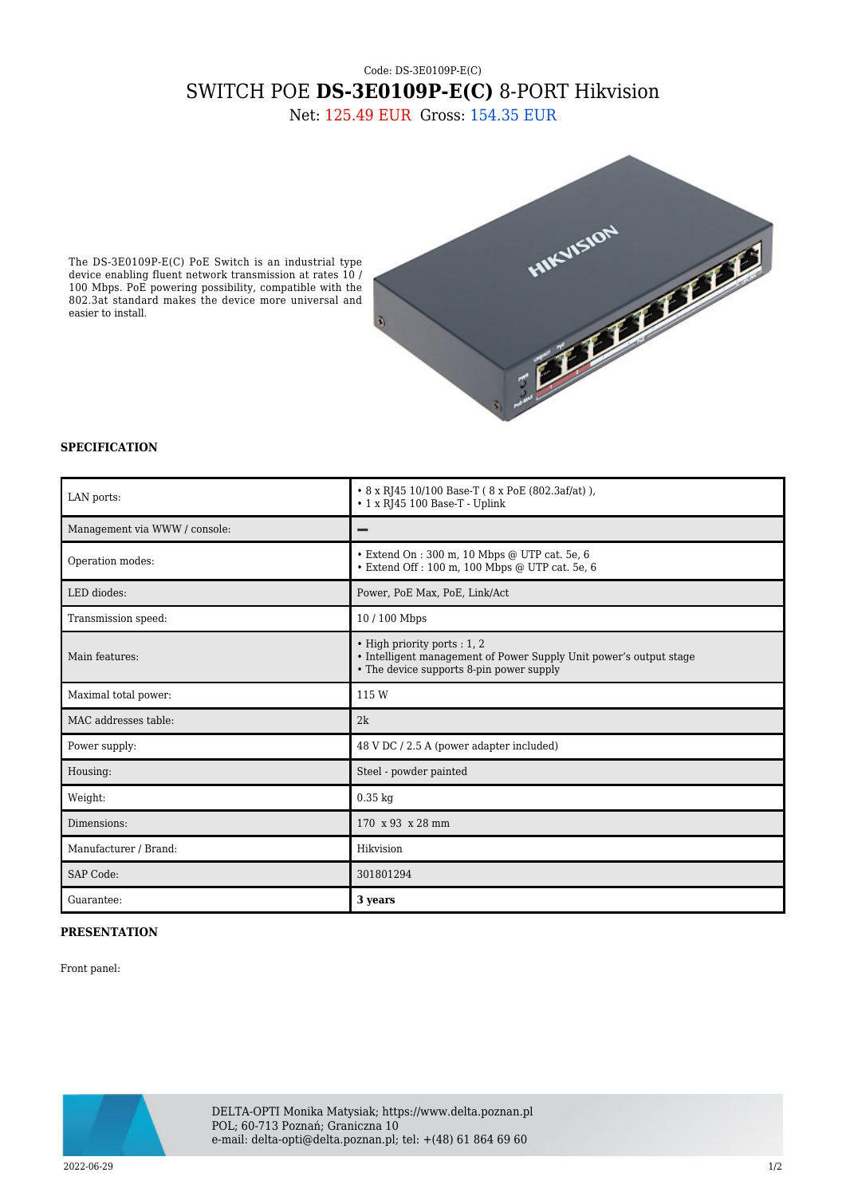Code: DS-3E0109P-E(C)

# SWITCH POE **DS-3E0109P-E(C)** 8-PORT Hikvision

Net: 125.49 EUR Gross: 154.35 EUR

The DS-3E0109P-E(C) PoE Switch is an industrial type device enabling fluent network transmission at rates 10 / 100 Mbps. PoE powering possibility, compatible with the 802.3at standard makes the device more universal and easier to install.

## SPECIFICATION

| | |
|---|---|
| LAN ports: | • 8 x RJ45 10/100 Base-T ( 8 x PoE (802.3af/at) ),<br>• 1 x RJ45 100 Base-T - Uplink |
| Management via WWW / console: | – |
| Operation modes: | • Extend On : 300 m, 10 Mbps @ UTP cat. 5e, 6<br>• Extend Off : 100 m, 100 Mbps @ UTP cat. 5e, 6 |
| LED diodes: | Power, PoE Max, PoE, Link/Act |
| Transmission speed: | 10 / 100 Mbps |
| Main features: | • High priority ports : 1, 2<br>• Intelligent management of Power Supply Unit power's output stage<br>• The device supports 8-pin power supply |
| Maximal total power: | 115 W |
| MAC addresses table: | 2k |
| Power supply: | 48 V DC / 2.5 A (power adapter included) |
| Housing: | Steel - powder painted |
| Weight: | 0.35 kg |
| Dimensions: | 170 x 93 x 28 mm |
| Manufacturer / Brand: | Hikvision |
| SAP Code: | 301801294 |
| Guarantee: | **3 years** |

## PRESENTATION

Front panel:

DELTA-OPTI Monika Matysiak; https://www.delta.poznan.pl
POL; 60-713 Poznań; Graniczna 10
e-mail: delta-opti@delta.poznan.pl; tel: +(48) 61 864 69 60

2022-06-29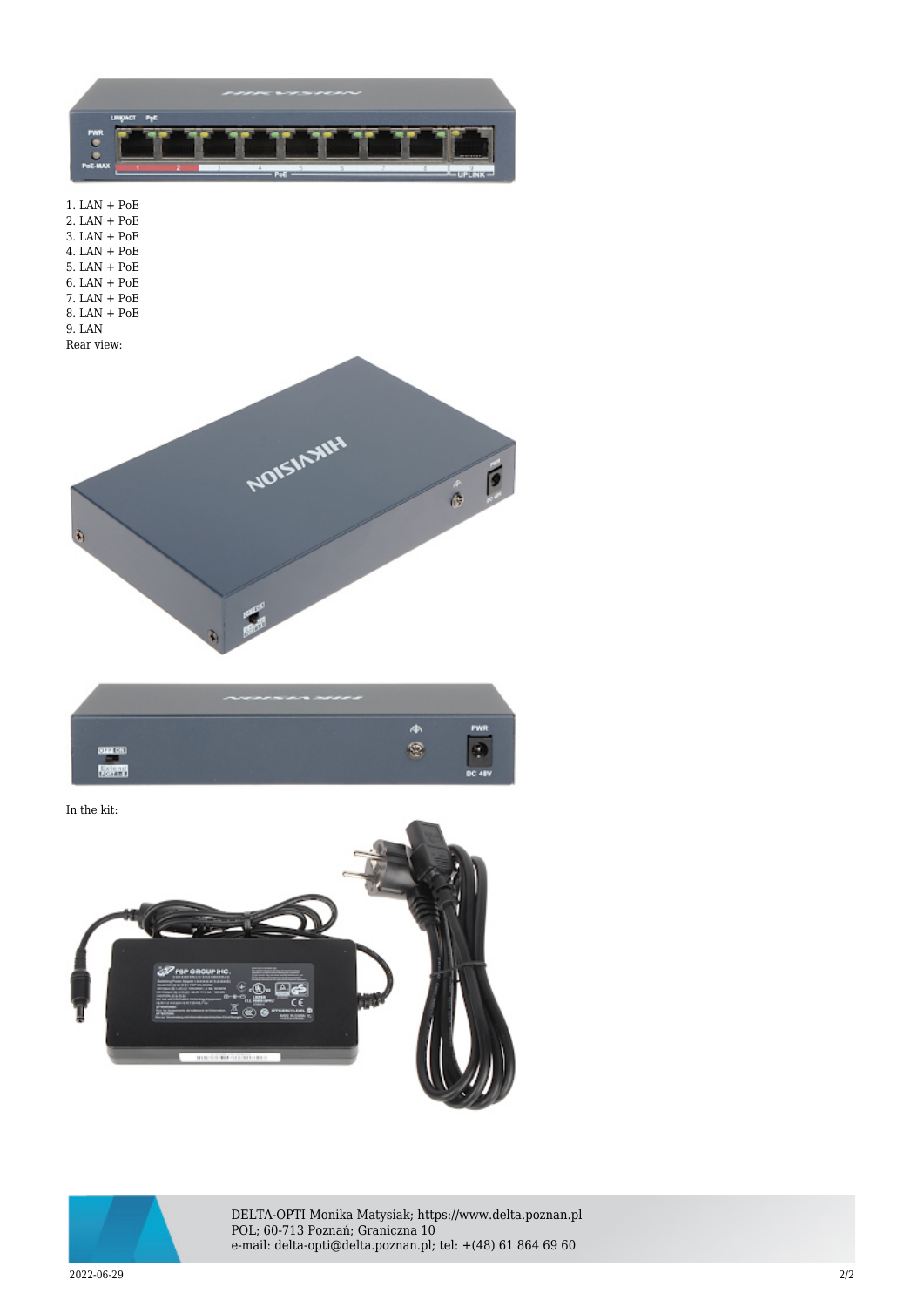1. LAN + PoE
2. LAN + PoE
3. LAN + PoE
4. LAN + PoE
5. LAN + PoE
6. LAN + PoE
7. LAN + PoE
8. LAN + PoE
9. LAN

Rear view:

In the kit:

DELTA-OPTI Monika Matysiak; https://www.delta.poznan.pl
POL; 60-713 Poznań; Graniczna 10
e-mail: delta-opti@delta.poznan.pl; tel: +(48) 61 864 69 60

2022-06-29